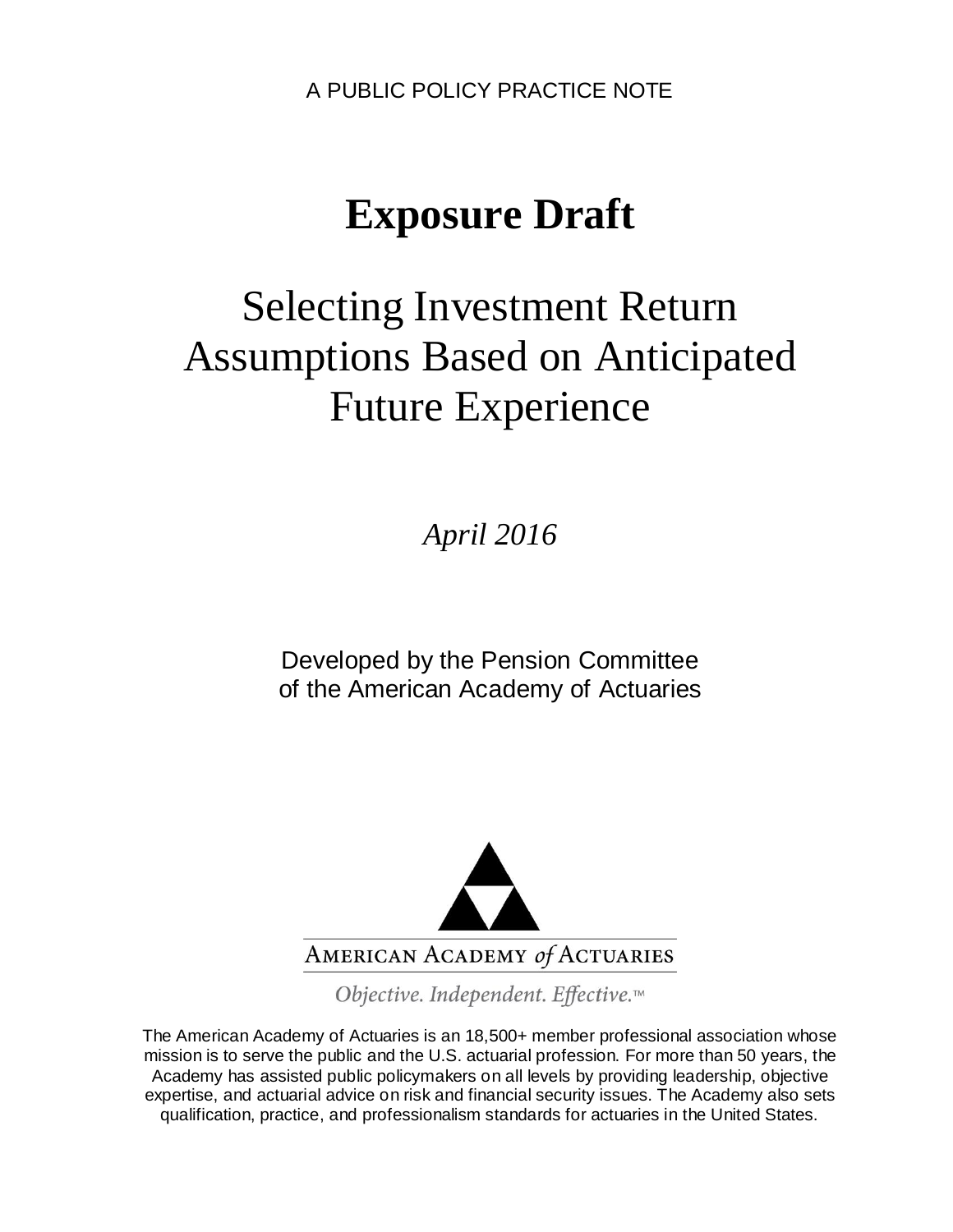A PUBLIC POLICY PRACTICE NOTE

# Exposure Draft

## Selecting Investment Return Assumptions Based on Anticipated Future Experience

*April 2016*

Developed by the Pension Committee
of the American Academy of Actuaries

AMERICAN ACADEMY *of* ACTUARIES

*Objective. Independent. Effective.™*

The American Academy of Actuaries is an 18,500+ member professional association whose mission is to serve the public and the U.S. actuarial profession. For more than 50 years, the Academy has assisted public policymakers on all levels by providing leadership, objective expertise, and actuarial advice on risk and financial security issues. The Academy also sets qualification, practice, and professionalism standards for actuaries in the United States.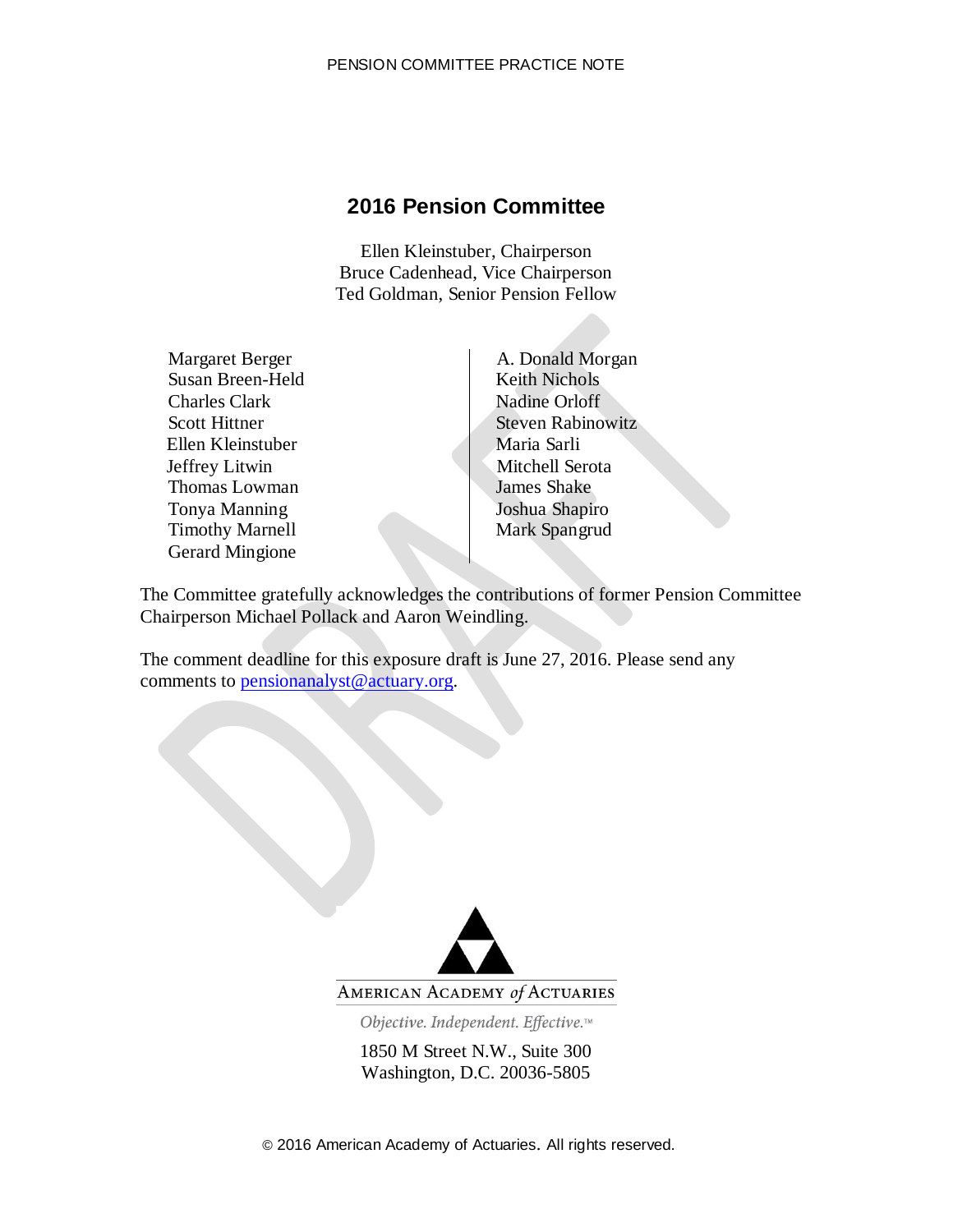## 2016 Pension Committee

Ellen Kleinstuber, Chairperson
Bruce Cadenhead, Vice Chairperson
Ted Goldman, Senior Pension Fellow

Margaret Berger
Susan Breen-Held
Charles Clark
Scott Hittner
Ellen Kleinstuber
Jeffrey Litwin
Thomas Lowman
Tonya Manning
Timothy Marnell
Gerard Mingione
A. Donald Morgan
Keith Nichols
Nadine Orloff
Steven Rabinowitz
Maria Sarli
Mitchell Serota
James Shake
Joshua Shapiro
Mark Spangrud

The Committee gratefully acknowledges the contributions of former Pension Committee Chairperson Michael Pollack and Aaron Weindling.

The comment deadline for this exposure draft is June 27, 2016. Please send any comments to pensionanalyst@actuary.org.

AMERICAN ACADEMY *of* ACTUARIES

*Objective. Independent. Effective.*™

1850 M Street N.W., Suite 300
Washington, D.C. 20036-5805

© 2016 American Academy of Actuaries. All rights reserved.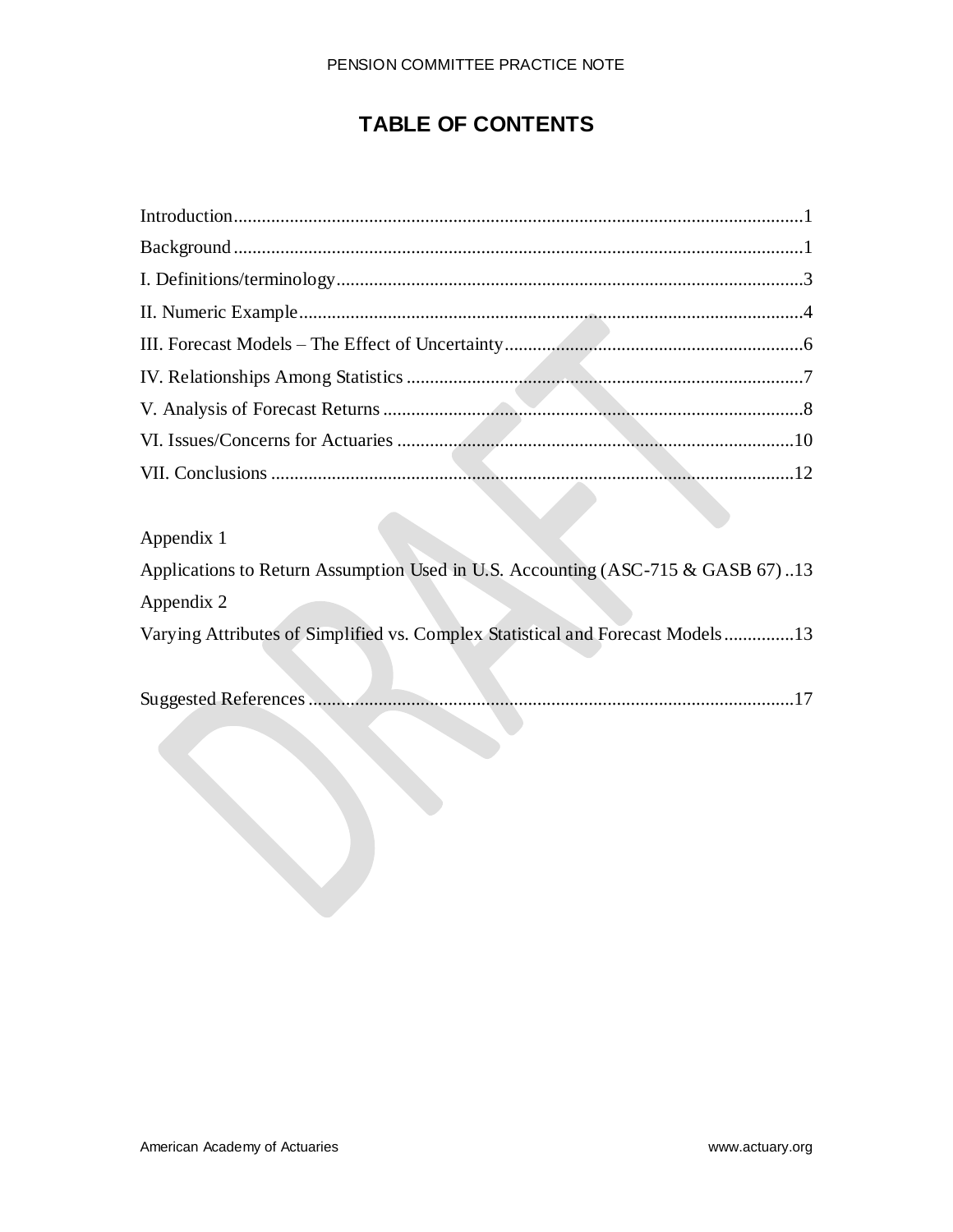# TABLE OF CONTENTS

Introduction .......................................................................................................................... 1

Background ........................................................................................................................... 1

I. Definitions/terminology ...................................................................................................... 3

II. Numeric Example ............................................................................................................. 4

III. Forecast Models – The Effect of Uncertainty ................................................................. 6

IV. Relationships Among Statistics ...................................................................................... 7

V. Analysis of Forecast Returns ............................................................................................ 8

VI. Issues/Concerns for Actuaries ....................................................................................... 10

VII. Conclusions .................................................................................................................. 12

Appendix 1

Applications to Return Assumption Used in U.S. Accounting (ASC-715 & GASB 67) .. 13

Appendix 2

Varying Attributes of Simplified vs. Complex Statistical and Forecast Models ............... 13

Suggested References ........................................................................................................ 17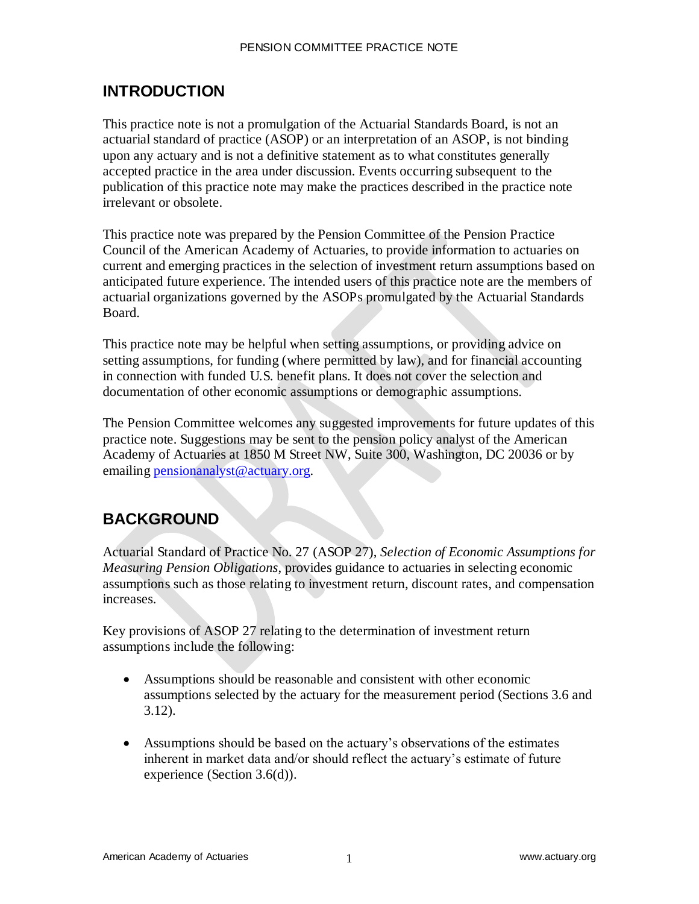## INTRODUCTION

This practice note is not a promulgation of the Actuarial Standards Board, is not an actuarial standard of practice (ASOP) or an interpretation of an ASOP, is not binding upon any actuary and is not a definitive statement as to what constitutes generally accepted practice in the area under discussion. Events occurring subsequent to the publication of this practice note may make the practices described in the practice note irrelevant or obsolete.

This practice note was prepared by the Pension Committee of the Pension Practice Council of the American Academy of Actuaries, to provide information to actuaries on current and emerging practices in the selection of investment return assumptions based on anticipated future experience. The intended users of this practice note are the members of actuarial organizations governed by the ASOPs promulgated by the Actuarial Standards Board.

This practice note may be helpful when setting assumptions, or providing advice on setting assumptions, for funding (where permitted by law), and for financial accounting in connection with funded U.S. benefit plans. It does not cover the selection and documentation of other economic assumptions or demographic assumptions.

The Pension Committee welcomes any suggested improvements for future updates of this practice note. Suggestions may be sent to the pension policy analyst of the American Academy of Actuaries at 1850 M Street NW, Suite 300, Washington, DC 20036 or by emailing pensionanalyst@actuary.org.

## BACKGROUND

Actuarial Standard of Practice No. 27 (ASOP 27), *Selection of Economic Assumptions for Measuring Pension Obligations*, provides guidance to actuaries in selecting economic assumptions such as those relating to investment return, discount rates, and compensation increases.

Key provisions of ASOP 27 relating to the determination of investment return assumptions include the following:

- Assumptions should be reasonable and consistent with other economic assumptions selected by the actuary for the measurement period (Sections 3.6 and 3.12).

- Assumptions should be based on the actuary's observations of the estimates inherent in market data and/or should reflect the actuary's estimate of future experience (Section 3.6(d)).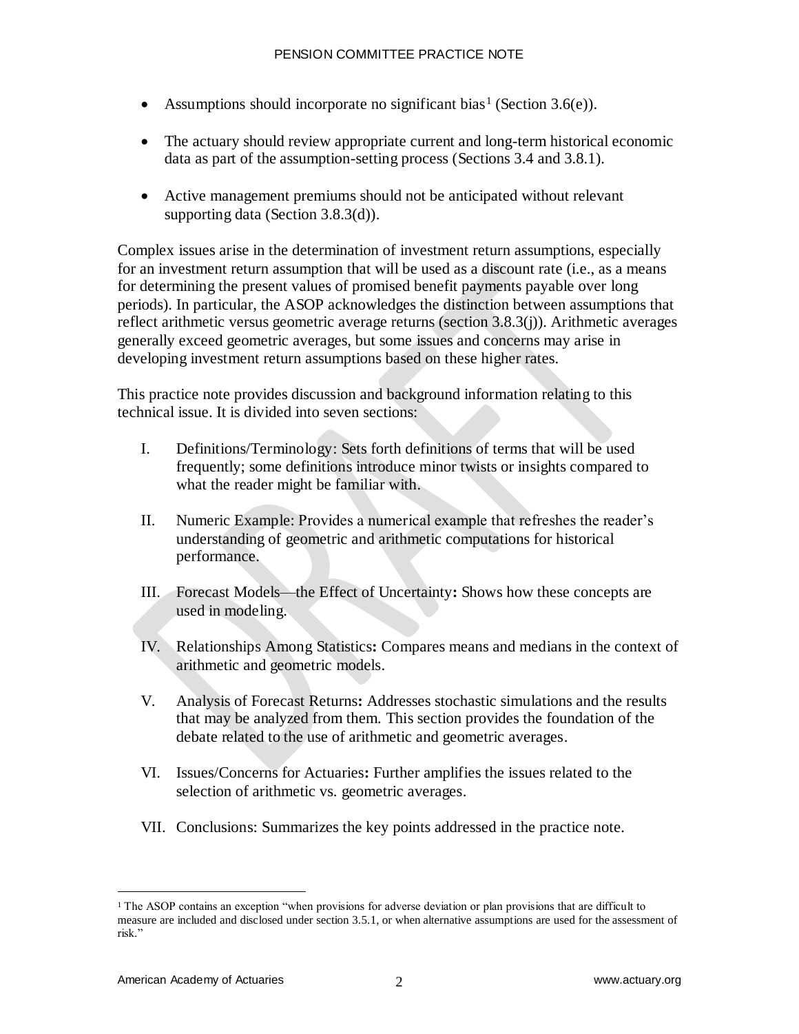- Assumptions should incorporate no significant bias[1] (Section 3.6(e)).
- The actuary should review appropriate current and long-term historical economic data as part of the assumption-setting process (Sections 3.4 and 3.8.1).
- Active management premiums should not be anticipated without relevant supporting data (Section 3.8.3(d)).

Complex issues arise in the determination of investment return assumptions, especially for an investment return assumption that will be used as a discount rate (i.e., as a means for determining the present values of promised benefit payments payable over long periods). In particular, the ASOP acknowledges the distinction between assumptions that reflect arithmetic versus geometric average returns (section 3.8.3(j)). Arithmetic averages generally exceed geometric averages, but some issues and concerns may arise in developing investment return assumptions based on these higher rates.

This practice note provides discussion and background information relating to this technical issue. It is divided into seven sections:

I. Definitions/Terminology: Sets forth definitions of terms that will be used frequently; some definitions introduce minor twists or insights compared to what the reader might be familiar with.

II. Numeric Example: Provides a numerical example that refreshes the reader's understanding of geometric and arithmetic computations for historical performance.

III. Forecast Models—the Effect of Uncertainty**:** Shows how these concepts are used in modeling.

IV. Relationships Among Statistics**:** Compares means and medians in the context of arithmetic and geometric models.

V. Analysis of Forecast Returns**:** Addresses stochastic simulations and the results that may be analyzed from them. This section provides the foundation of the debate related to the use of arithmetic and geometric averages.

VI. Issues/Concerns for Actuaries**:** Further amplifies the issues related to the selection of arithmetic vs. geometric averages.

VII. Conclusions: Summarizes the key points addressed in the practice note.

[1] The ASOP contains an exception "when provisions for adverse deviation or plan provisions that are difficult to measure are included and disclosed under section 3.5.1, or when alternative assumptions are used for the assessment of risk."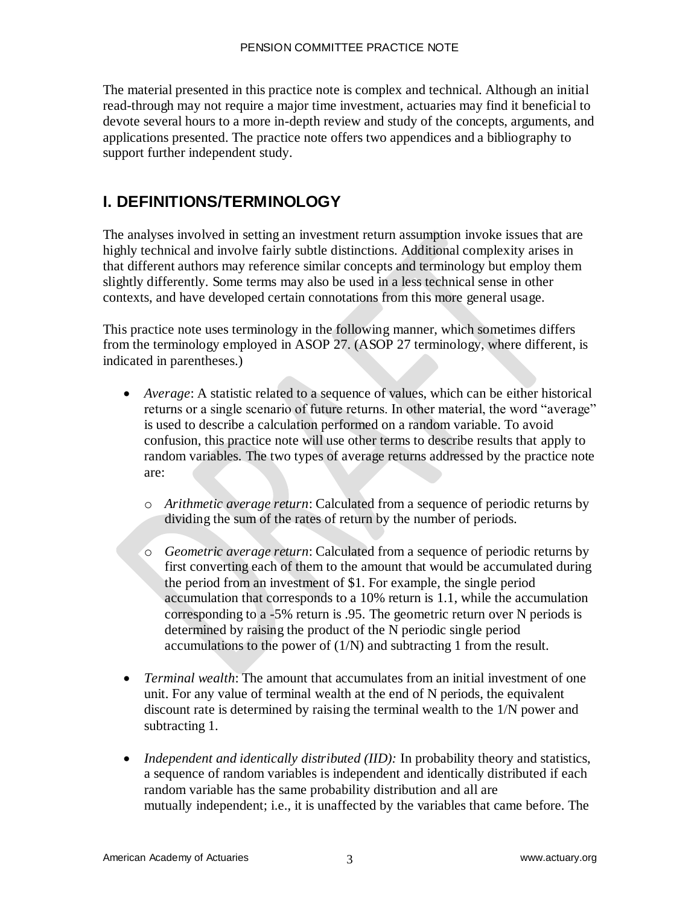The material presented in this practice note is complex and technical. Although an initial read-through may not require a major time investment, actuaries may find it beneficial to devote several hours to a more in-depth review and study of the concepts, arguments, and applications presented. The practice note offers two appendices and a bibliography to support further independent study.

## I. DEFINITIONS/TERMINOLOGY

The analyses involved in setting an investment return assumption invoke issues that are highly technical and involve fairly subtle distinctions. Additional complexity arises in that different authors may reference similar concepts and terminology but employ them slightly differently. Some terms may also be used in a less technical sense in other contexts, and have developed certain connotations from this more general usage.

This practice note uses terminology in the following manner, which sometimes differs from the terminology employed in ASOP 27. (ASOP 27 terminology, where different, is indicated in parentheses.)

- *Average*: A statistic related to a sequence of values, which can be either historical returns or a single scenario of future returns. In other material, the word "average" is used to describe a calculation performed on a random variable. To avoid confusion, this practice note will use other terms to describe results that apply to random variables. The two types of average returns addressed by the practice note are:
  - *Arithmetic average return*: Calculated from a sequence of periodic returns by dividing the sum of the rates of return by the number of periods.
  - *Geometric average return*: Calculated from a sequence of periodic returns by first converting each of them to the amount that would be accumulated during the period from an investment of $1. For example, the single period accumulation that corresponds to a 10% return is 1.1, while the accumulation corresponding to a -5% return is .95. The geometric return over N periods is determined by raising the product of the N periodic single period accumulations to the power of (1/N) and subtracting 1 from the result.
- *Terminal wealth*: The amount that accumulates from an initial investment of one unit. For any value of terminal wealth at the end of N periods, the equivalent discount rate is determined by raising the terminal wealth to the 1/N power and subtracting 1.
- *Independent and identically distributed (IID):* In probability theory and statistics, a sequence of random variables is independent and identically distributed if each random variable has the same probability distribution and all are mutually independent; i.e., it is unaffected by the variables that came before. The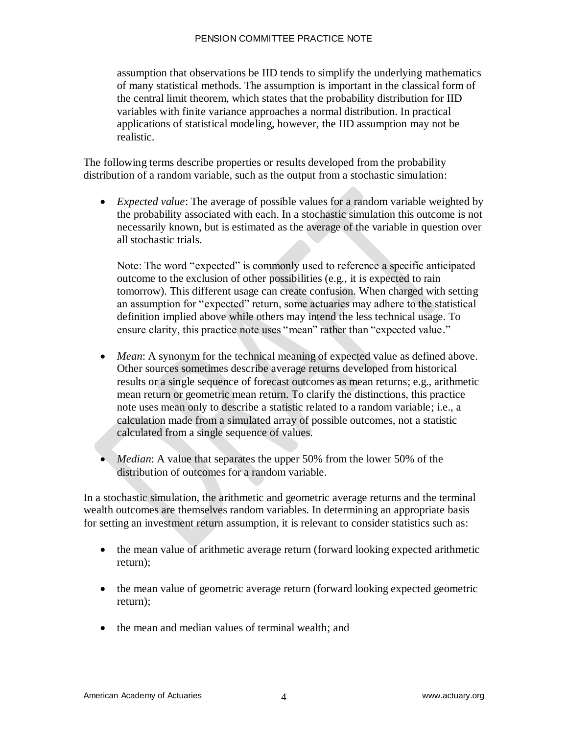assumption that observations be IID tends to simplify the underlying mathematics of many statistical methods. The assumption is important in the classical form of the central limit theorem, which states that the probability distribution for IID variables with finite variance approaches a normal distribution. In practical applications of statistical modeling, however, the IID assumption may not be realistic.

The following terms describe properties or results developed from the probability distribution of a random variable, such as the output from a stochastic simulation:

- *Expected value*: The average of possible values for a random variable weighted by the probability associated with each. In a stochastic simulation this outcome is not necessarily known, but is estimated as the average of the variable in question over all stochastic trials.

  Note: The word "expected" is commonly used to reference a specific anticipated outcome to the exclusion of other possibilities (e.g., it is expected to rain tomorrow). This different usage can create confusion. When charged with setting an assumption for "expected" return, some actuaries may adhere to the statistical definition implied above while others may intend the less technical usage. To ensure clarity, this practice note uses "mean" rather than "expected value."

- *Mean*: A synonym for the technical meaning of expected value as defined above. Other sources sometimes describe average returns developed from historical results or a single sequence of forecast outcomes as mean returns; e.g., arithmetic mean return or geometric mean return. To clarify the distinctions, this practice note uses mean only to describe a statistic related to a random variable; i.e., a calculation made from a simulated array of possible outcomes, not a statistic calculated from a single sequence of values.

- *Median*: A value that separates the upper 50% from the lower 50% of the distribution of outcomes for a random variable.

In a stochastic simulation, the arithmetic and geometric average returns and the terminal wealth outcomes are themselves random variables. In determining an appropriate basis for setting an investment return assumption, it is relevant to consider statistics such as:

- the mean value of arithmetic average return (forward looking expected arithmetic return);

- the mean value of geometric average return (forward looking expected geometric return);

- the mean and median values of terminal wealth; and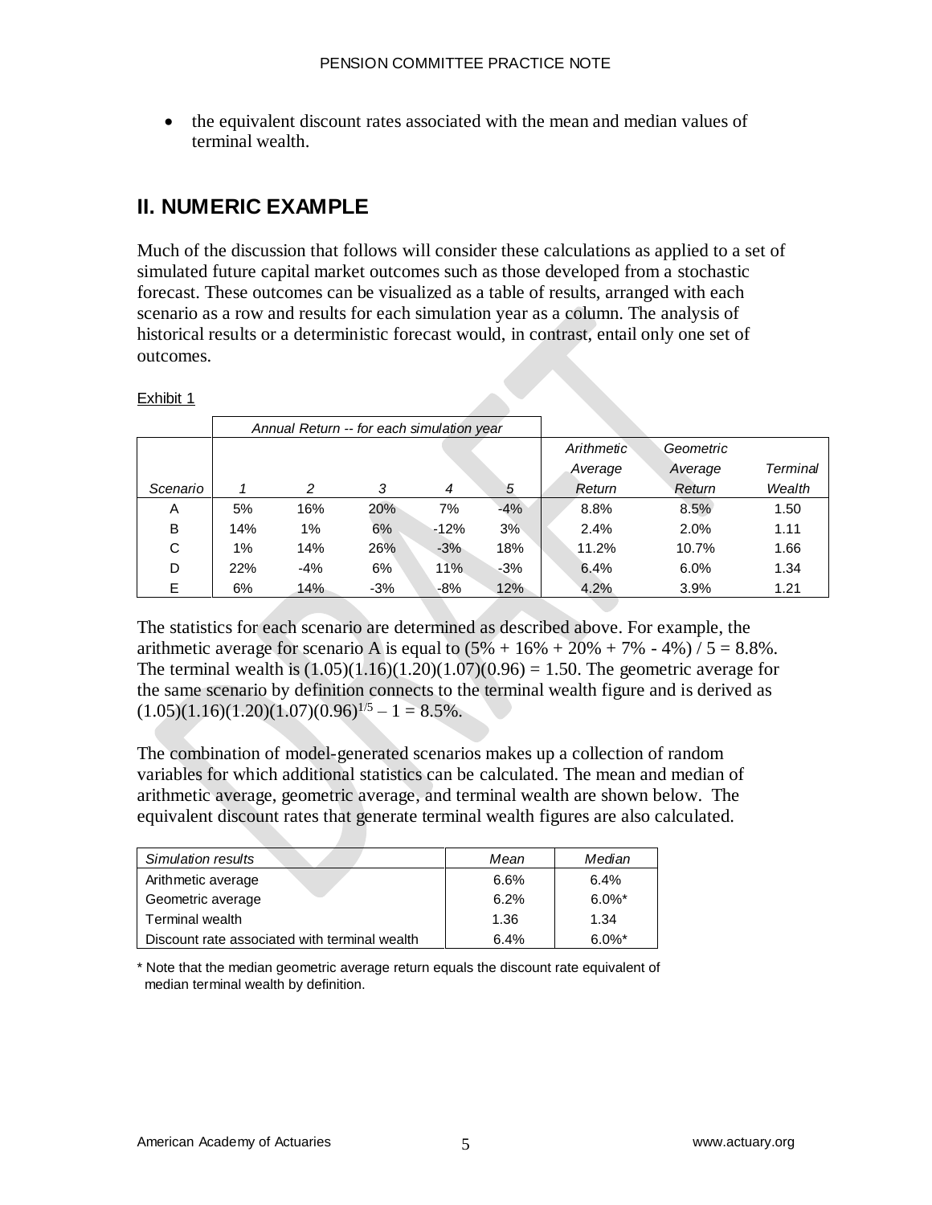- the equivalent discount rates associated with the mean and median values of terminal wealth.

## II. NUMERIC EXAMPLE

Much of the discussion that follows will consider these calculations as applied to a set of simulated future capital market outcomes such as those developed from a stochastic forecast. These outcomes can be visualized as a table of results, arranged with each scenario as a row and results for each simulation year as a column. The analysis of historical results or a deterministic forecast would, in contrast, entail only one set of outcomes.

Exhibit 1

| | *Annual Return -- for each simulation year* | | | | | | | |
|---|---|---|---|---|---|---|---|---|
| *Scenario* | *1* | *2* | *3* | *4* | *5* | *Arithmetic Average Return* | *Geometric Average Return* | *Terminal Wealth* |
| A | 5% | 16% | 20% | 7% | -4% | 8.8% | 8.5% | 1.50 |
| B | 14% | 1% | 6% | -12% | 3% | 2.4% | 2.0% | 1.11 |
| C | 1% | 14% | 26% | -3% | 18% | 11.2% | 10.7% | 1.66 |
| D | 22% | -4% | 6% | 11% | -3% | 6.4% | 6.0% | 1.34 |
| E | 6% | 14% | -3% | -8% | 12% | 4.2% | 3.9% | 1.21 |

The statistics for each scenario are determined as described above. For example, the arithmetic average for scenario A is equal to $(5\% + 16\% + 20\% + 7\% - 4\%) / 5 = 8.8\%$. The terminal wealth is $(1.05)(1.16)(1.20)(1.07)(0.96) = 1.50$. The geometric average for the same scenario by definition connects to the terminal wealth figure and is derived as $(1.05)(1.16)(1.20)(1.07)(0.96)^{1/5} - 1 = 8.5\%$.

The combination of model-generated scenarios makes up a collection of random variables for which additional statistics can be calculated. The mean and median of arithmetic average, geometric average, and terminal wealth are shown below. The equivalent discount rates that generate terminal wealth figures are also calculated.

| *Simulation results* | *Mean* | *Median* |
|---|---|---|
| Arithmetic average | 6.6% | 6.4% |
| Geometric average | 6.2% | 6.0%* |
| Terminal wealth | 1.36 | 1.34 |
| Discount rate associated with terminal wealth | 6.4% | 6.0%* |

\* Note that the median geometric average return equals the discount rate equivalent of median terminal wealth by definition.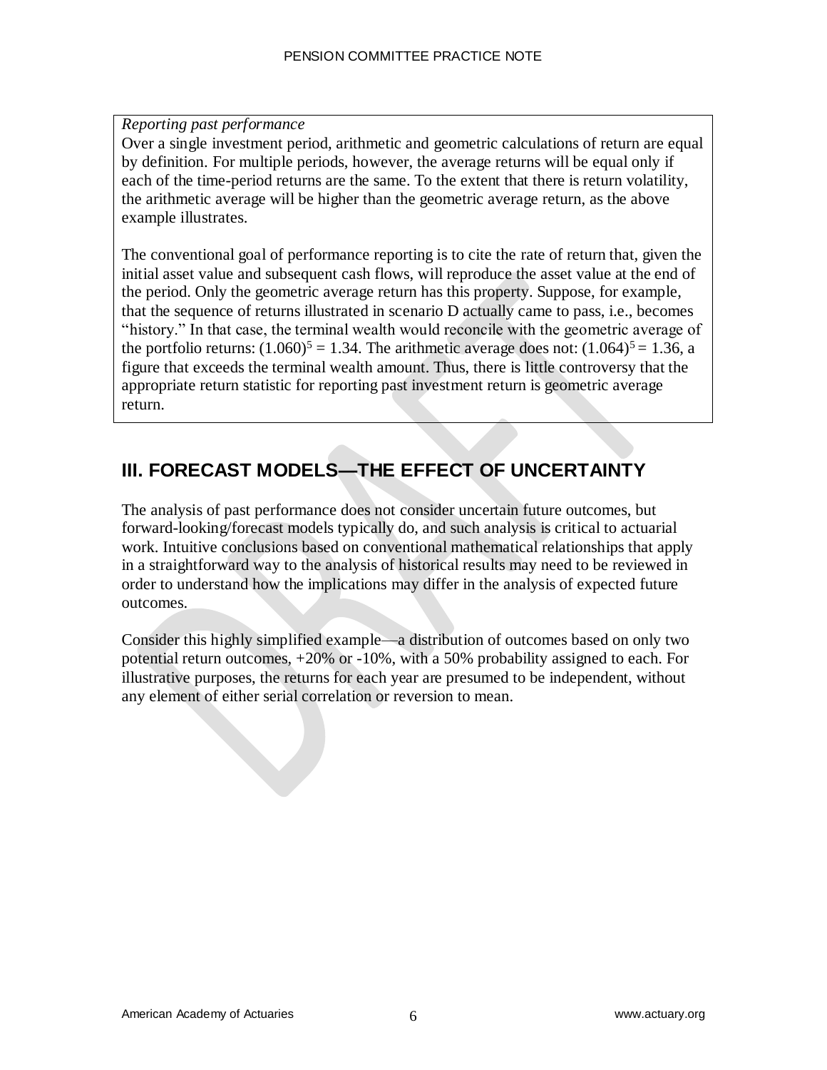*Reporting past performance*

Over a single investment period, arithmetic and geometric calculations of return are equal by definition. For multiple periods, however, the average returns will be equal only if each of the time-period returns are the same. To the extent that there is return volatility, the arithmetic average will be higher than the geometric average return, as the above example illustrates.

The conventional goal of performance reporting is to cite the rate of return that, given the initial asset value and subsequent cash flows, will reproduce the asset value at the end of the period. Only the geometric average return has this property. Suppose, for example, that the sequence of returns illustrated in scenario D actually came to pass, i.e., becomes "history." In that case, the terminal wealth would reconcile with the geometric average of the portfolio returns: $(1.060)^5 = 1.34$. The arithmetic average does not: $(1.064)^5 = 1.36$, a figure that exceeds the terminal wealth amount. Thus, there is little controversy that the appropriate return statistic for reporting past investment return is geometric average return.

## III. FORECAST MODELS—THE EFFECT OF UNCERTAINTY

The analysis of past performance does not consider uncertain future outcomes, but forward-looking/forecast models typically do, and such analysis is critical to actuarial work. Intuitive conclusions based on conventional mathematical relationships that apply in a straightforward way to the analysis of historical results may need to be reviewed in order to understand how the implications may differ in the analysis of expected future outcomes.

Consider this highly simplified example—a distribution of outcomes based on only two potential return outcomes, +20% or -10%, with a 50% probability assigned to each. For illustrative purposes, the returns for each year are presumed to be independent, without any element of either serial correlation or reversion to mean.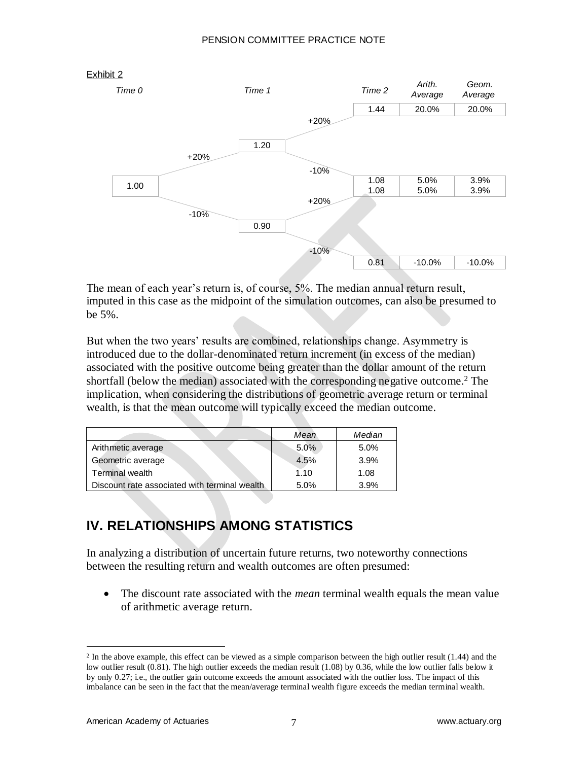Exhibit 2

| Time 0 | | Time 1 | | Time 2 | Arith. Average | Geom. Average |
|---|---|---|---|---|---|---|
| | | | +20% | 1.44 | 20.0% | 20.0% |
| | +20% | 1.20 | | | | |
| | | | -10% | 1.08 | 5.0% | 3.9% |
| 1.00 | | | | | | |
| | | | +20% | 1.08 | 5.0% | 3.9% |
| | -10% | 0.90 | | | | |
| | | | -10% | 0.81 | -10.0% | -10.0% |

The mean of each year's return is, of course, 5%. The median annual return result, imputed in this case as the midpoint of the simulation outcomes, can also be presumed to be 5%.

But when the two years' results are combined, relationships change. Asymmetry is introduced due to the dollar-denominated return increment (in excess of the median) associated with the positive outcome being greater than the dollar amount of the return shortfall (below the median) associated with the corresponding negative outcome.[2] The implication, when considering the distributions of geometric average return or terminal wealth, is that the mean outcome will typically exceed the median outcome.

| | *Mean* | *Median* |
|---|---|---|
| Arithmetic average | 5.0% | 5.0% |
| Geometric average | 4.5% | 3.9% |
| Terminal wealth | 1.10 | 1.08 |
| Discount rate associated with terminal wealth | 5.0% | 3.9% |

## IV. RELATIONSHIPS AMONG STATISTICS

In analyzing a distribution of uncertain future returns, two noteworthy connections between the resulting return and wealth outcomes are often presumed:

- The discount rate associated with the *mean* terminal wealth equals the mean value of arithmetic average return.

[2] In the above example, this effect can be viewed as a simple comparison between the high outlier result (1.44) and the low outlier result (0.81). The high outlier exceeds the median result (1.08) by 0.36, while the low outlier falls below it by only 0.27; i.e., the outlier gain outcome exceeds the amount associated with the outlier loss. The impact of this imbalance can be seen in the fact that the mean/average terminal wealth figure exceeds the median terminal wealth.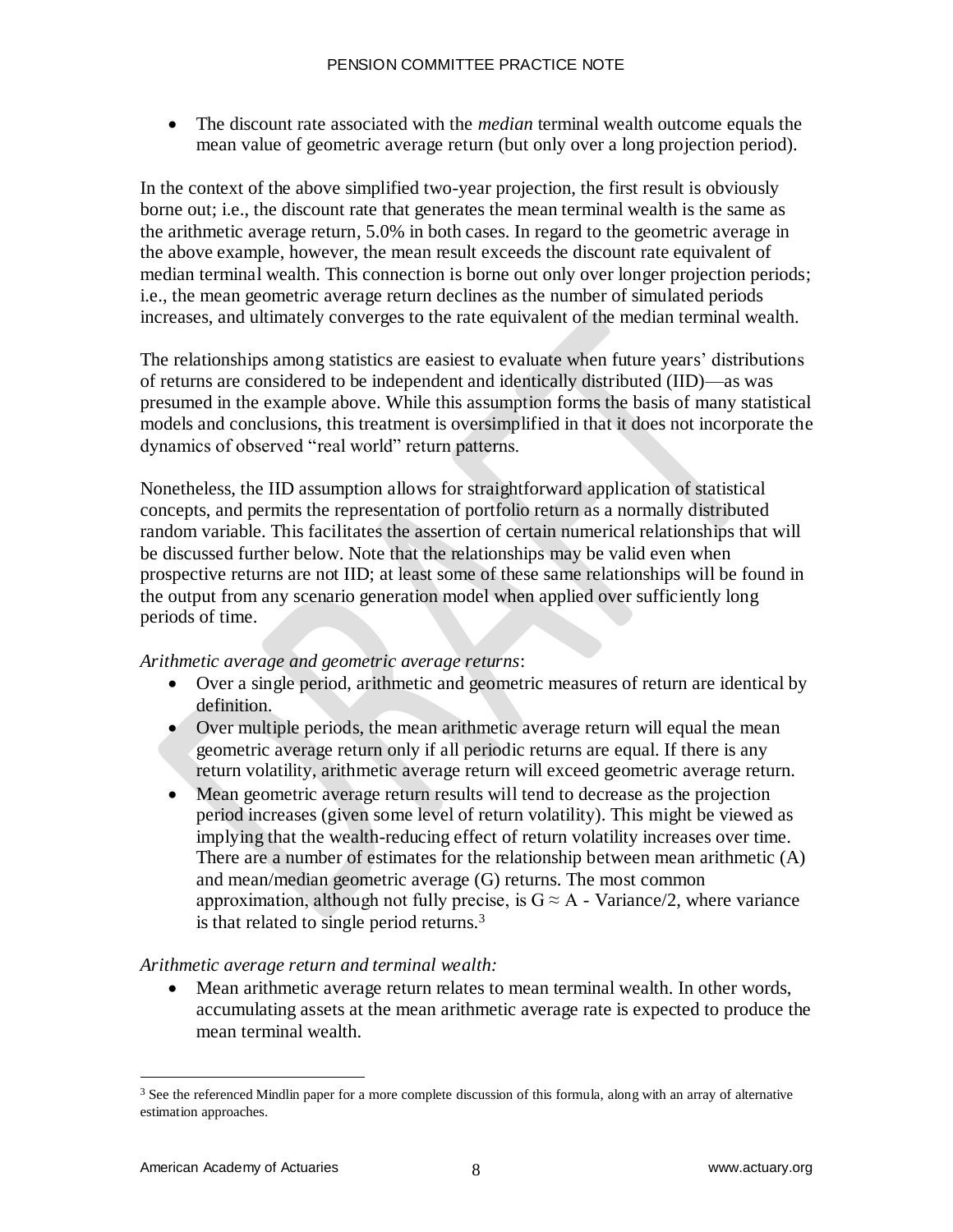- The discount rate associated with the *median* terminal wealth outcome equals the mean value of geometric average return (but only over a long projection period).

In the context of the above simplified two-year projection, the first result is obviously borne out; i.e., the discount rate that generates the mean terminal wealth is the same as the arithmetic average return, 5.0% in both cases. In regard to the geometric average in the above example, however, the mean result exceeds the discount rate equivalent of median terminal wealth. This connection is borne out only over longer projection periods; i.e., the mean geometric average return declines as the number of simulated periods increases, and ultimately converges to the rate equivalent of the median terminal wealth.

The relationships among statistics are easiest to evaluate when future years' distributions of returns are considered to be independent and identically distributed (IID)—as was presumed in the example above. While this assumption forms the basis of many statistical models and conclusions, this treatment is oversimplified in that it does not incorporate the dynamics of observed "real world" return patterns.

Nonetheless, the IID assumption allows for straightforward application of statistical concepts, and permits the representation of portfolio return as a normally distributed random variable. This facilitates the assertion of certain numerical relationships that will be discussed further below. Note that the relationships may be valid even when prospective returns are not IID; at least some of these same relationships will be found in the output from any scenario generation model when applied over sufficiently long periods of time.

*Arithmetic average and geometric average returns*:

- Over a single period, arithmetic and geometric measures of return are identical by definition.
- Over multiple periods, the mean arithmetic average return will equal the mean geometric average return only if all periodic returns are equal. If there is any return volatility, arithmetic average return will exceed geometric average return.
- Mean geometric average return results will tend to decrease as the projection period increases (given some level of return volatility). This might be viewed as implying that the wealth-reducing effect of return volatility increases over time. There are a number of estimates for the relationship between mean arithmetic (A) and mean/median geometric average (G) returns. The most common approximation, although not fully precise, is $G \approx A - \text{Variance}/2$, where variance is that related to single period returns.[3]

*Arithmetic average return and terminal wealth:*

- Mean arithmetic average return relates to mean terminal wealth. In other words, accumulating assets at the mean arithmetic average rate is expected to produce the mean terminal wealth.

[3] See the referenced Mindlin paper for a more complete discussion of this formula, along with an array of alternative estimation approaches.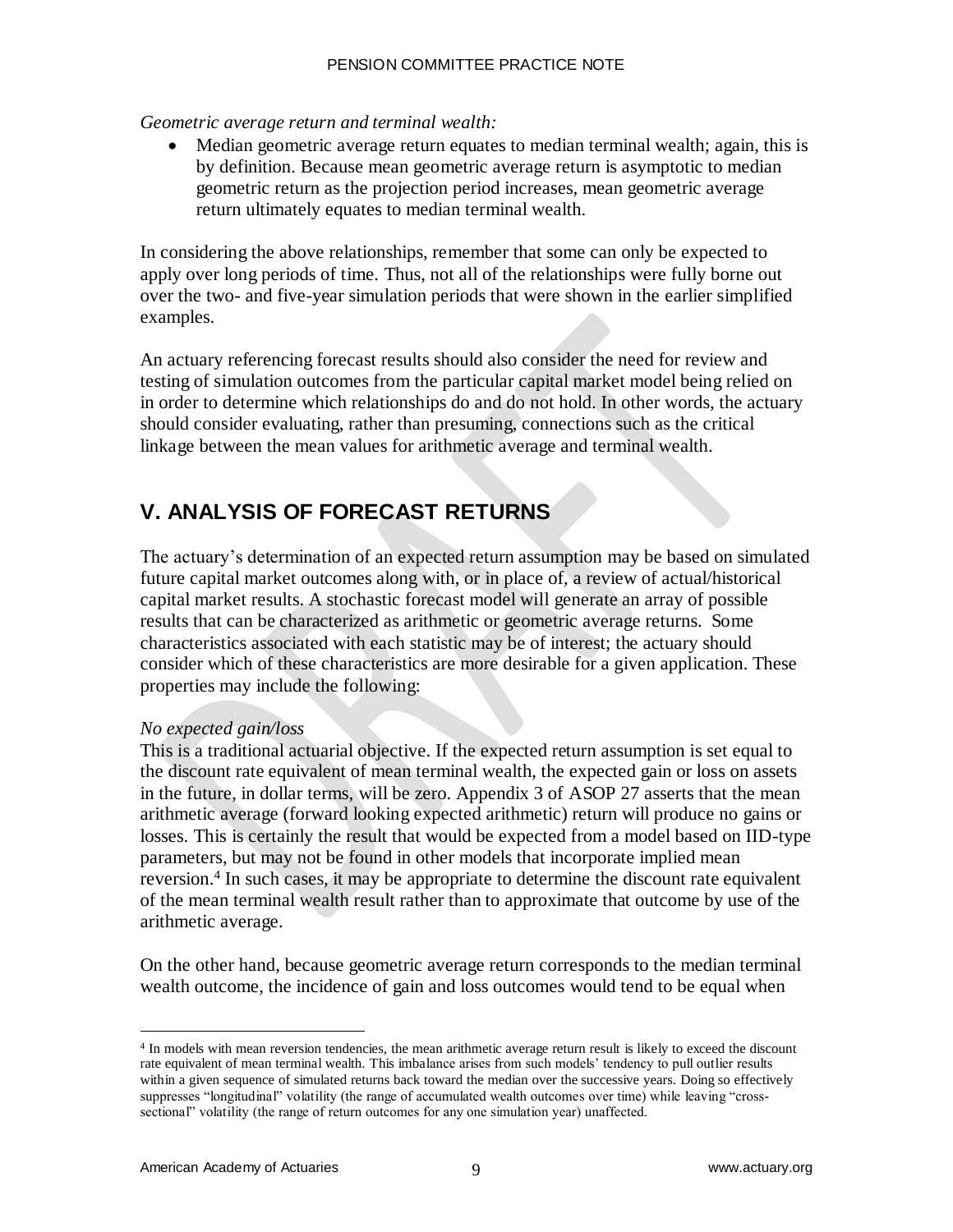*Geometric average return and terminal wealth:*

- Median geometric average return equates to median terminal wealth; again, this is by definition. Because mean geometric average return is asymptotic to median geometric return as the projection period increases, mean geometric average return ultimately equates to median terminal wealth.

In considering the above relationships, remember that some can only be expected to apply over long periods of time. Thus, not all of the relationships were fully borne out over the two- and five-year simulation periods that were shown in the earlier simplified examples.

An actuary referencing forecast results should also consider the need for review and testing of simulation outcomes from the particular capital market model being relied on in order to determine which relationships do and do not hold. In other words, the actuary should consider evaluating, rather than presuming, connections such as the critical linkage between the mean values for arithmetic average and terminal wealth.

## V. ANALYSIS OF FORECAST RETURNS

The actuary's determination of an expected return assumption may be based on simulated future capital market outcomes along with, or in place of, a review of actual/historical capital market results. A stochastic forecast model will generate an array of possible results that can be characterized as arithmetic or geometric average returns. Some characteristics associated with each statistic may be of interest; the actuary should consider which of these characteristics are more desirable for a given application. These properties may include the following:

*No expected gain/loss*

This is a traditional actuarial objective. If the expected return assumption is set equal to the discount rate equivalent of mean terminal wealth, the expected gain or loss on assets in the future, in dollar terms, will be zero. Appendix 3 of ASOP 27 asserts that the mean arithmetic average (forward looking expected arithmetic) return will produce no gains or losses. This is certainly the result that would be expected from a model based on IID-type parameters, but may not be found in other models that incorporate implied mean reversion.[4] In such cases, it may be appropriate to determine the discount rate equivalent of the mean terminal wealth result rather than to approximate that outcome by use of the arithmetic average.

On the other hand, because geometric average return corresponds to the median terminal wealth outcome, the incidence of gain and loss outcomes would tend to be equal when

[4] In models with mean reversion tendencies, the mean arithmetic average return result is likely to exceed the discount rate equivalent of mean terminal wealth. This imbalance arises from such models' tendency to pull outlier results within a given sequence of simulated returns back toward the median over the successive years. Doing so effectively suppresses "longitudinal" volatility (the range of accumulated wealth outcomes over time) while leaving "cross-sectional" volatility (the range of return outcomes for any one simulation year) unaffected.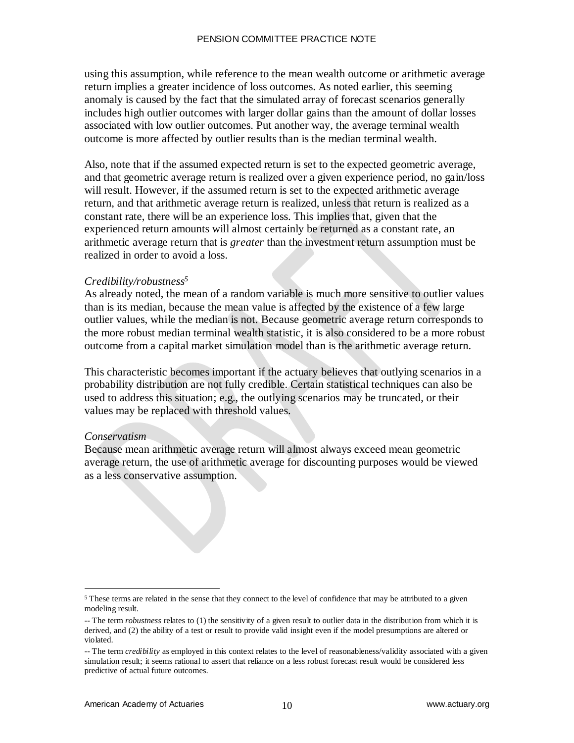using this assumption, while reference to the mean wealth outcome or arithmetic average return implies a greater incidence of loss outcomes. As noted earlier, this seeming anomaly is caused by the fact that the simulated array of forecast scenarios generally includes high outlier outcomes with larger dollar gains than the amount of dollar losses associated with low outlier outcomes. Put another way, the average terminal wealth outcome is more affected by outlier results than is the median terminal wealth.

Also, note that if the assumed expected return is set to the expected geometric average, and that geometric average return is realized over a given experience period, no gain/loss will result. However, if the assumed return is set to the expected arithmetic average return, and that arithmetic average return is realized, unless that return is realized as a constant rate, there will be an experience loss. This implies that, given that the experienced return amounts will almost certainly be returned as a constant rate, an arithmetic average return that is *greater* than the investment return assumption must be realized in order to avoid a loss.

*Credibility/robustness*[5]

As already noted, the mean of a random variable is much more sensitive to outlier values than is its median, because the mean value is affected by the existence of a few large outlier values, while the median is not. Because geometric average return corresponds to the more robust median terminal wealth statistic, it is also considered to be a more robust outcome from a capital market simulation model than is the arithmetic average return.

This characteristic becomes important if the actuary believes that outlying scenarios in a probability distribution are not fully credible. Certain statistical techniques can also be used to address this situation; e.g., the outlying scenarios may be truncated, or their values may be replaced with threshold values.

*Conservatism*

Because mean arithmetic average return will almost always exceed mean geometric average return, the use of arithmetic average for discounting purposes would be viewed as a less conservative assumption.

---

[5] These terms are related in the sense that they connect to the level of confidence that may be attributed to a given modeling result.

-- The term *robustness* relates to (1) the sensitivity of a given result to outlier data in the distribution from which it is derived, and (2) the ability of a test or result to provide valid insight even if the model presumptions are altered or violated.

-- The term *credibility* as employed in this context relates to the level of reasonableness/validity associated with a given simulation result; it seems rational to assert that reliance on a less robust forecast result would be considered less predictive of actual future outcomes.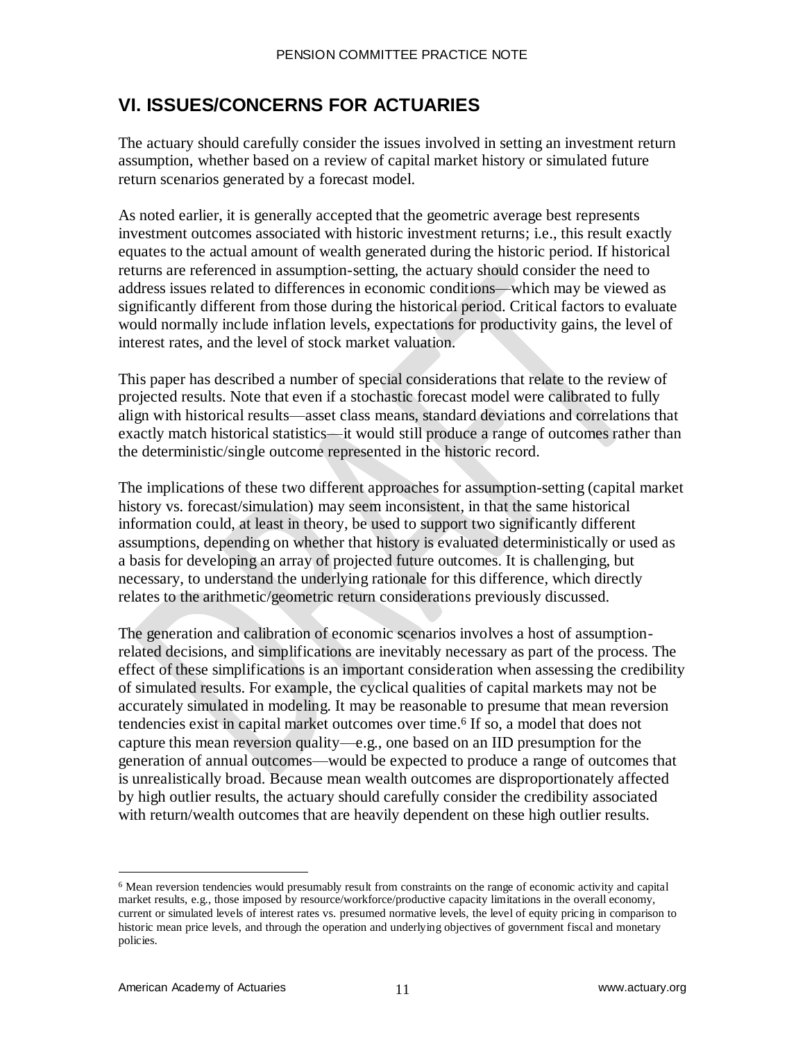## VI. ISSUES/CONCERNS FOR ACTUARIES

The actuary should carefully consider the issues involved in setting an investment return assumption, whether based on a review of capital market history or simulated future return scenarios generated by a forecast model.

As noted earlier, it is generally accepted that the geometric average best represents investment outcomes associated with historic investment returns; i.e., this result exactly equates to the actual amount of wealth generated during the historic period. If historical returns are referenced in assumption-setting, the actuary should consider the need to address issues related to differences in economic conditions—which may be viewed as significantly different from those during the historical period. Critical factors to evaluate would normally include inflation levels, expectations for productivity gains, the level of interest rates, and the level of stock market valuation.

This paper has described a number of special considerations that relate to the review of projected results. Note that even if a stochastic forecast model were calibrated to fully align with historical results—asset class means, standard deviations and correlations that exactly match historical statistics—it would still produce a range of outcomes rather than the deterministic/single outcome represented in the historic record.

The implications of these two different approaches for assumption-setting (capital market history vs. forecast/simulation) may seem inconsistent, in that the same historical information could, at least in theory, be used to support two significantly different assumptions, depending on whether that history is evaluated deterministically or used as a basis for developing an array of projected future outcomes. It is challenging, but necessary, to understand the underlying rationale for this difference, which directly relates to the arithmetic/geometric return considerations previously discussed.

The generation and calibration of economic scenarios involves a host of assumption-related decisions, and simplifications are inevitably necessary as part of the process. The effect of these simplifications is an important consideration when assessing the credibility of simulated results. For example, the cyclical qualities of capital markets may not be accurately simulated in modeling. It may be reasonable to presume that mean reversion tendencies exist in capital market outcomes over time.[6] If so, a model that does not capture this mean reversion quality—e.g., one based on an IID presumption for the generation of annual outcomes—would be expected to produce a range of outcomes that is unrealistically broad. Because mean wealth outcomes are disproportionately affected by high outlier results, the actuary should carefully consider the credibility associated with return/wealth outcomes that are heavily dependent on these high outlier results.

---

[6] Mean reversion tendencies would presumably result from constraints on the range of economic activity and capital market results, e.g., those imposed by resource/workforce/productive capacity limitations in the overall economy, current or simulated levels of interest rates vs. presumed normative levels, the level of equity pricing in comparison to historic mean price levels, and through the operation and underlying objectives of government fiscal and monetary policies.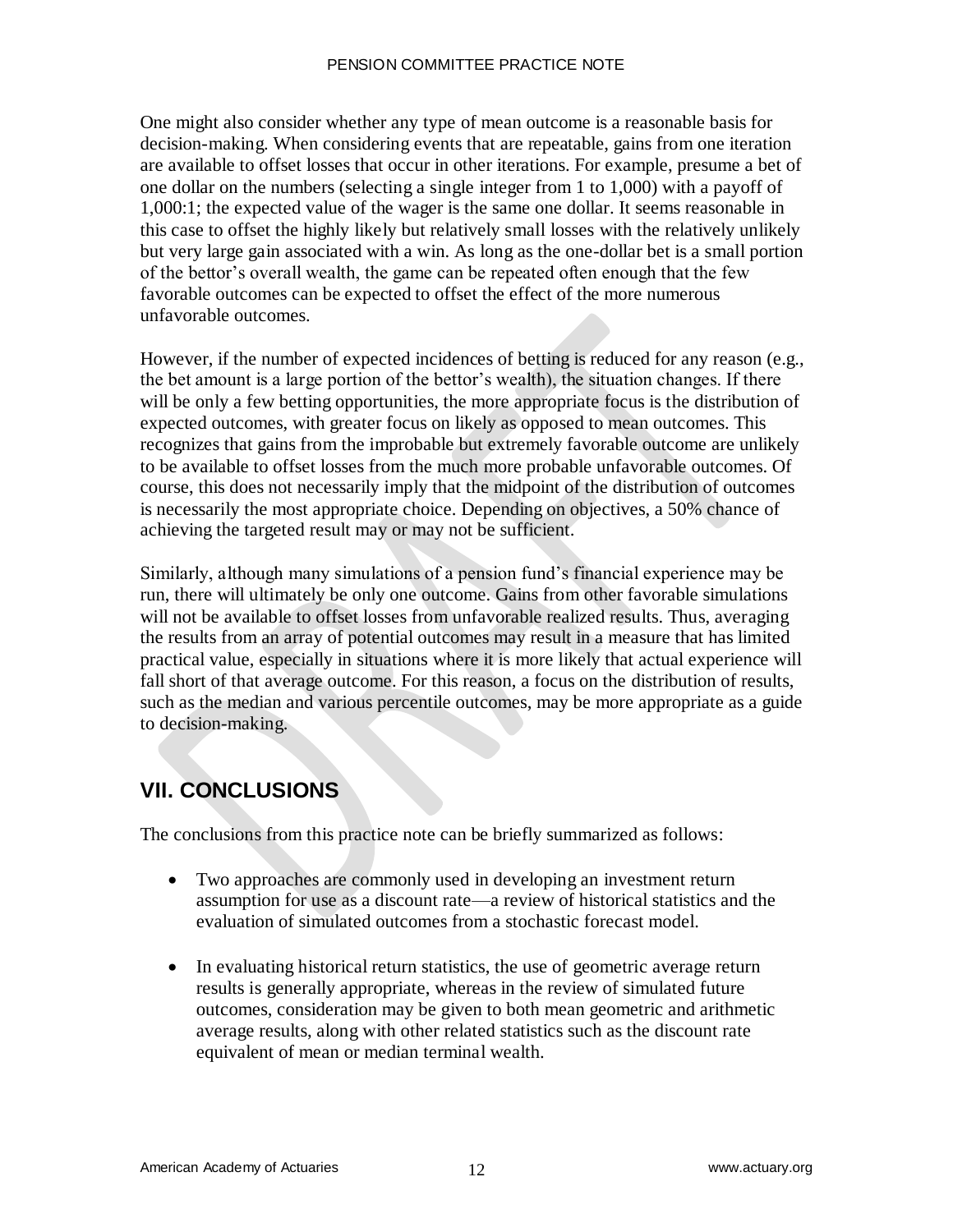One might also consider whether any type of mean outcome is a reasonable basis for decision-making. When considering events that are repeatable, gains from one iteration are available to offset losses that occur in other iterations. For example, presume a bet of one dollar on the numbers (selecting a single integer from 1 to 1,000) with a payoff of 1,000:1; the expected value of the wager is the same one dollar. It seems reasonable in this case to offset the highly likely but relatively small losses with the relatively unlikely but very large gain associated with a win. As long as the one-dollar bet is a small portion of the bettor's overall wealth, the game can be repeated often enough that the few favorable outcomes can be expected to offset the effect of the more numerous unfavorable outcomes.

However, if the number of expected incidences of betting is reduced for any reason (e.g., the bet amount is a large portion of the bettor's wealth), the situation changes. If there will be only a few betting opportunities, the more appropriate focus is the distribution of expected outcomes, with greater focus on likely as opposed to mean outcomes. This recognizes that gains from the improbable but extremely favorable outcome are unlikely to be available to offset losses from the much more probable unfavorable outcomes. Of course, this does not necessarily imply that the midpoint of the distribution of outcomes is necessarily the most appropriate choice. Depending on objectives, a 50% chance of achieving the targeted result may or may not be sufficient.

Similarly, although many simulations of a pension fund's financial experience may be run, there will ultimately be only one outcome. Gains from other favorable simulations will not be available to offset losses from unfavorable realized results. Thus, averaging the results from an array of potential outcomes may result in a measure that has limited practical value, especially in situations where it is more likely that actual experience will fall short of that average outcome. For this reason, a focus on the distribution of results, such as the median and various percentile outcomes, may be more appropriate as a guide to decision-making.

## VII. CONCLUSIONS

The conclusions from this practice note can be briefly summarized as follows:

- Two approaches are commonly used in developing an investment return assumption for use as a discount rate—a review of historical statistics and the evaluation of simulated outcomes from a stochastic forecast model.
- In evaluating historical return statistics, the use of geometric average return results is generally appropriate, whereas in the review of simulated future outcomes, consideration may be given to both mean geometric and arithmetic average results, along with other related statistics such as the discount rate equivalent of mean or median terminal wealth.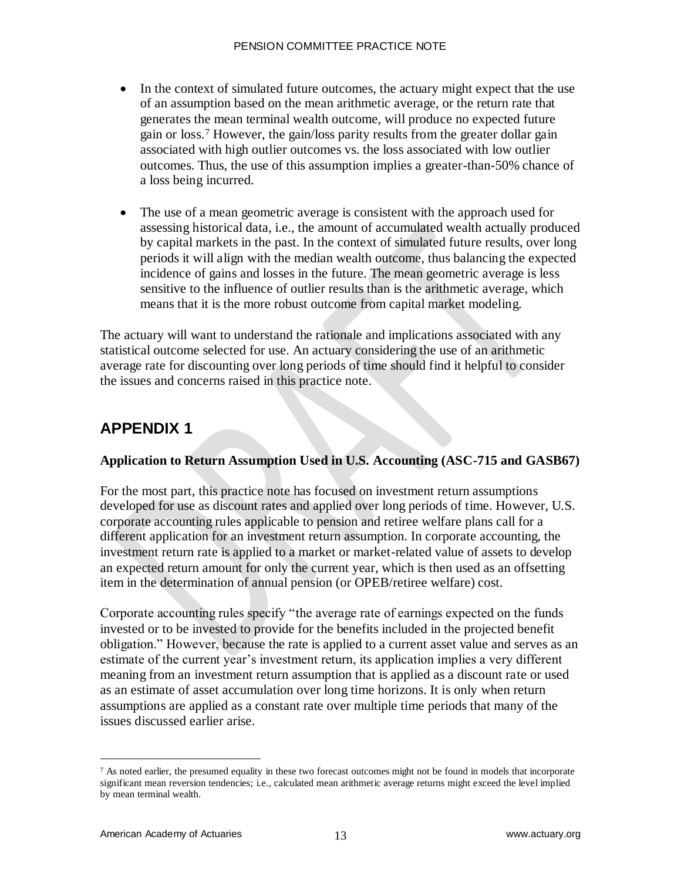- In the context of simulated future outcomes, the actuary might expect that the use of an assumption based on the mean arithmetic average, or the return rate that generates the mean terminal wealth outcome, will produce no expected future gain or loss.[7] However, the gain/loss parity results from the greater dollar gain associated with high outlier outcomes vs. the loss associated with low outlier outcomes. Thus, the use of this assumption implies a greater-than-50% chance of a loss being incurred.

- The use of a mean geometric average is consistent with the approach used for assessing historical data, i.e., the amount of accumulated wealth actually produced by capital markets in the past. In the context of simulated future results, over long periods it will align with the median wealth outcome, thus balancing the expected incidence of gains and losses in the future. The mean geometric average is less sensitive to the influence of outlier results than is the arithmetic average, which means that it is the more robust outcome from capital market modeling.

The actuary will want to understand the rationale and implications associated with any statistical outcome selected for use. An actuary considering the use of an arithmetic average rate for discounting over long periods of time should find it helpful to consider the issues and concerns raised in this practice note.

## APPENDIX 1

**Application to Return Assumption Used in U.S. Accounting (ASC-715 and GASB67)**

For the most part, this practice note has focused on investment return assumptions developed for use as discount rates and applied over long periods of time. However, U.S. corporate accounting rules applicable to pension and retiree welfare plans call for a different application for an investment return assumption. In corporate accounting, the investment return rate is applied to a market or market-related value of assets to develop an expected return amount for only the current year, which is then used as an offsetting item in the determination of annual pension (or OPEB/retiree welfare) cost.

Corporate accounting rules specify "the average rate of earnings expected on the funds invested or to be invested to provide for the benefits included in the projected benefit obligation." However, because the rate is applied to a current asset value and serves as an estimate of the current year's investment return, its application implies a very different meaning from an investment return assumption that is applied as a discount rate or used as an estimate of asset accumulation over long time horizons. It is only when return assumptions are applied as a constant rate over multiple time periods that many of the issues discussed earlier arise.

[7] As noted earlier, the presumed equality in these two forecast outcomes might not be found in models that incorporate significant mean reversion tendencies; i.e., calculated mean arithmetic average returns might exceed the level implied by mean terminal wealth.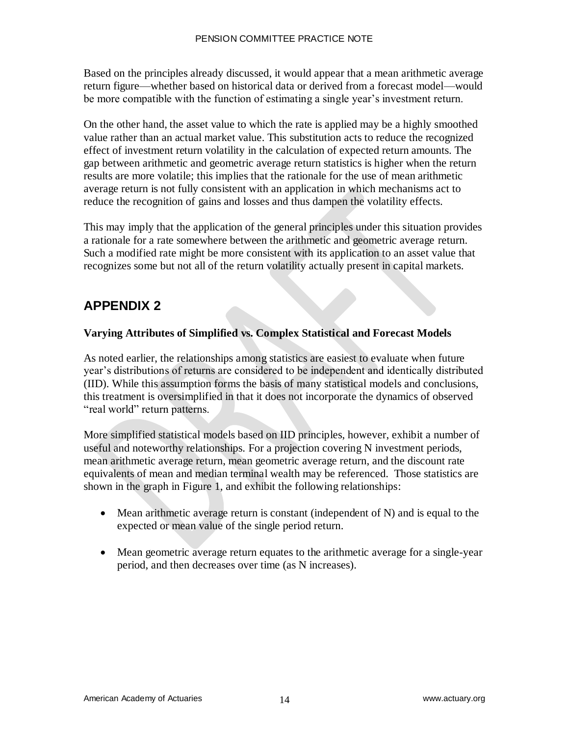Based on the principles already discussed, it would appear that a mean arithmetic average return figure—whether based on historical data or derived from a forecast model—would be more compatible with the function of estimating a single year's investment return.

On the other hand, the asset value to which the rate is applied may be a highly smoothed value rather than an actual market value. This substitution acts to reduce the recognized effect of investment return volatility in the calculation of expected return amounts. The gap between arithmetic and geometric average return statistics is higher when the return results are more volatile; this implies that the rationale for the use of mean arithmetic average return is not fully consistent with an application in which mechanisms act to reduce the recognition of gains and losses and thus dampen the volatility effects.

This may imply that the application of the general principles under this situation provides a rationale for a rate somewhere between the arithmetic and geometric average return. Such a modified rate might be more consistent with its application to an asset value that recognizes some but not all of the return volatility actually present in capital markets.

## APPENDIX 2

**Varying Attributes of Simplified vs. Complex Statistical and Forecast Models**

As noted earlier, the relationships among statistics are easiest to evaluate when future year's distributions of returns are considered to be independent and identically distributed (IID). While this assumption forms the basis of many statistical models and conclusions, this treatment is oversimplified in that it does not incorporate the dynamics of observed "real world" return patterns.

More simplified statistical models based on IID principles, however, exhibit a number of useful and noteworthy relationships. For a projection covering N investment periods, mean arithmetic average return, mean geometric average return, and the discount rate equivalents of mean and median terminal wealth may be referenced. Those statistics are shown in the graph in Figure 1, and exhibit the following relationships:

- Mean arithmetic average return is constant (independent of N) and is equal to the expected or mean value of the single period return.
- Mean geometric average return equates to the arithmetic average for a single-year period, and then decreases over time (as N increases).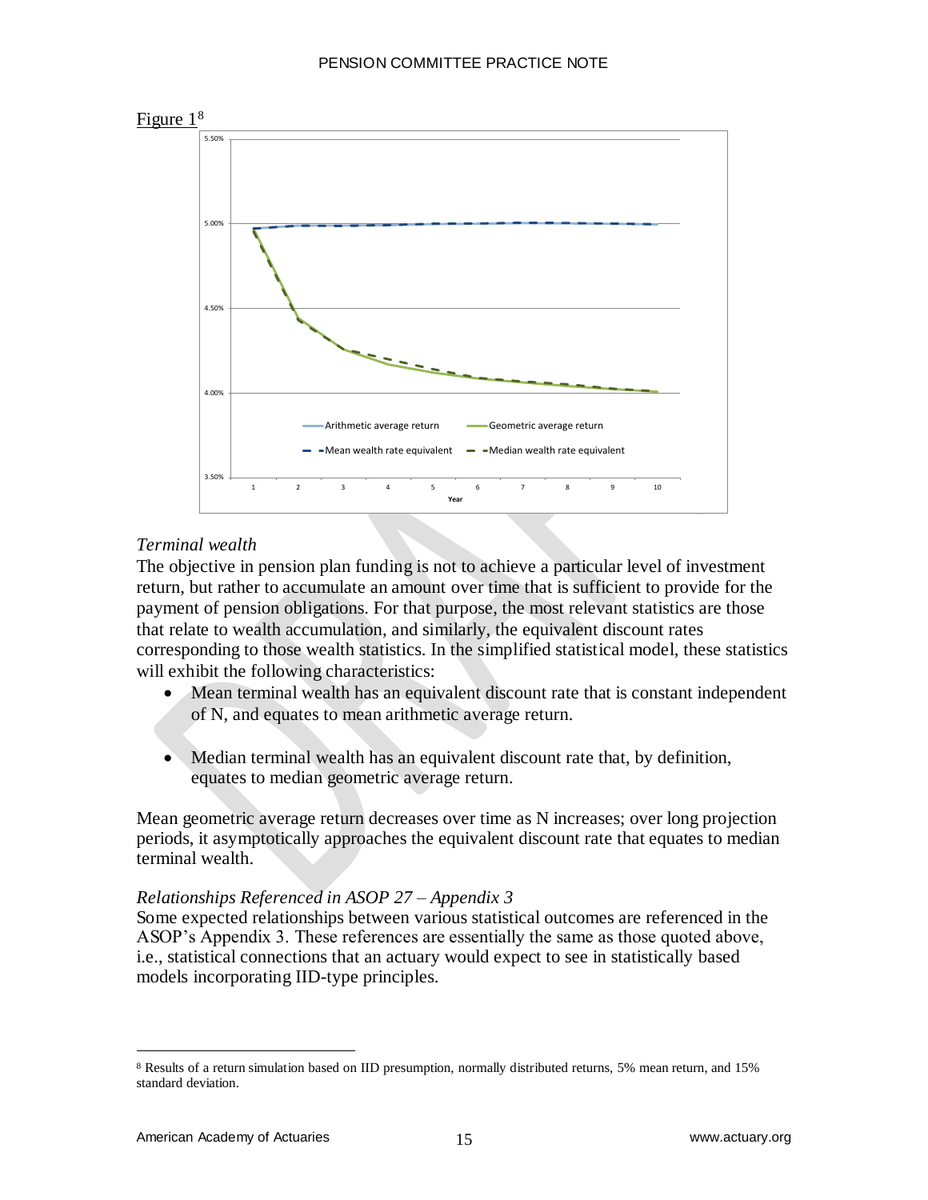Figure 1[8]

*Terminal wealth*

The objective in pension plan funding is not to achieve a particular level of investment return, but rather to accumulate an amount over time that is sufficient to provide for the payment of pension obligations. For that purpose, the most relevant statistics are those that relate to wealth accumulation, and similarly, the equivalent discount rates corresponding to those wealth statistics. In the simplified statistical model, these statistics will exhibit the following characteristics:

- Mean terminal wealth has an equivalent discount rate that is constant independent of N, and equates to mean arithmetic average return.

- Median terminal wealth has an equivalent discount rate that, by definition, equates to median geometric average return.

Mean geometric average return decreases over time as N increases; over long projection periods, it asymptotically approaches the equivalent discount rate that equates to median terminal wealth.

*Relationships Referenced in ASOP 27 – Appendix 3*

Some expected relationships between various statistical outcomes are referenced in the ASOP's Appendix 3. These references are essentially the same as those quoted above, i.e., statistical connections that an actuary would expect to see in statistically based models incorporating IID-type principles.

---

[8] Results of a return simulation based on IID presumption, normally distributed returns, 5% mean return, and 15% standard deviation.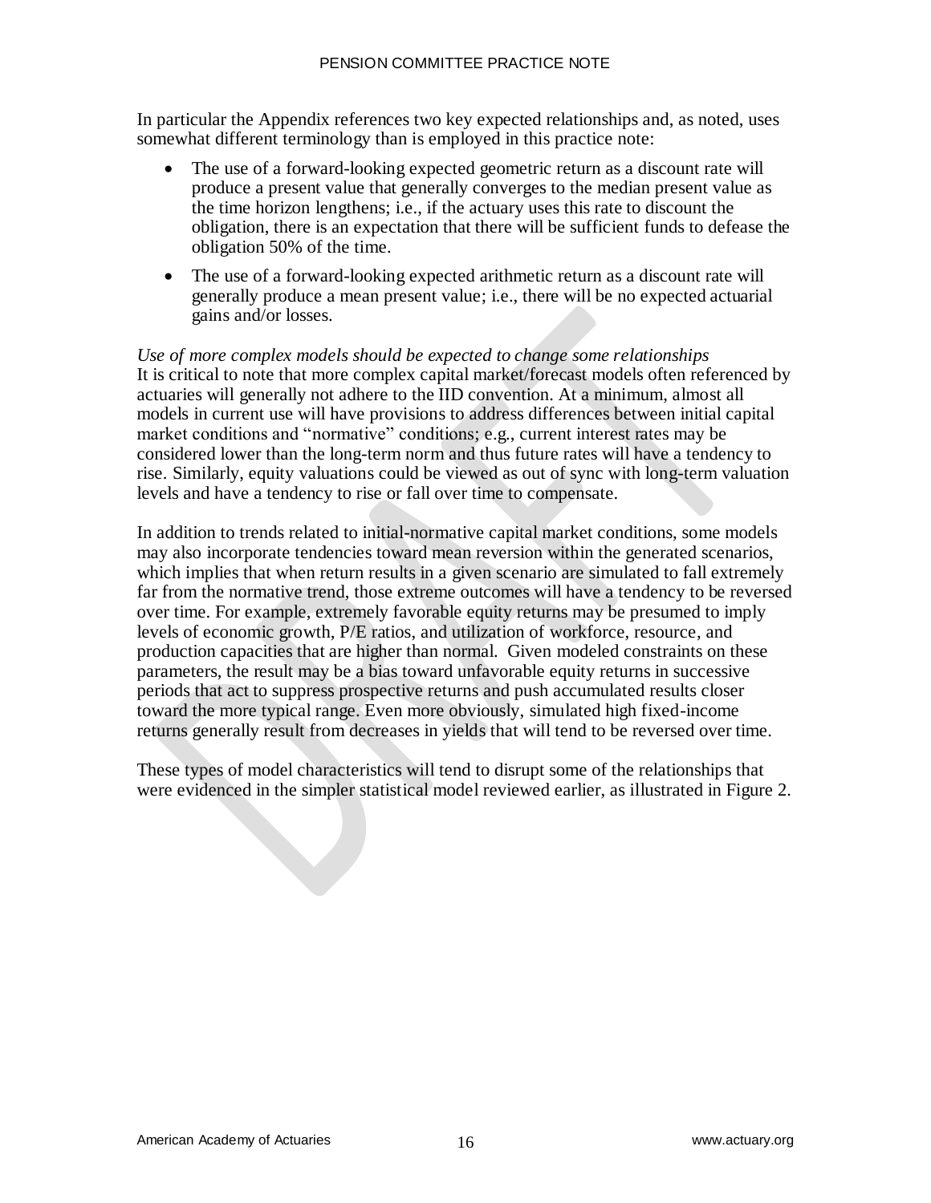In particular the Appendix references two key expected relationships and, as noted, uses somewhat different terminology than is employed in this practice note:

- The use of a forward-looking expected geometric return as a discount rate will produce a present value that generally converges to the median present value as the time horizon lengthens; i.e., if the actuary uses this rate to discount the obligation, there is an expectation that there will be sufficient funds to defease the obligation 50% of the time.
- The use of a forward-looking expected arithmetic return as a discount rate will generally produce a mean present value; i.e., there will be no expected actuarial gains and/or losses.

*Use of more complex models should be expected to change some relationships*
It is critical to note that more complex capital market/forecast models often referenced by actuaries will generally not adhere to the IID convention. At a minimum, almost all models in current use will have provisions to address differences between initial capital market conditions and "normative" conditions; e.g., current interest rates may be considered lower than the long-term norm and thus future rates will have a tendency to rise. Similarly, equity valuations could be viewed as out of sync with long-term valuation levels and have a tendency to rise or fall over time to compensate.

In addition to trends related to initial-normative capital market conditions, some models may also incorporate tendencies toward mean reversion within the generated scenarios, which implies that when return results in a given scenario are simulated to fall extremely far from the normative trend, those extreme outcomes will have a tendency to be reversed over time. For example, extremely favorable equity returns may be presumed to imply levels of economic growth, P/E ratios, and utilization of workforce, resource, and production capacities that are higher than normal. Given modeled constraints on these parameters, the result may be a bias toward unfavorable equity returns in successive periods that act to suppress prospective returns and push accumulated results closer toward the more typical range. Even more obviously, simulated high fixed-income returns generally result from decreases in yields that will tend to be reversed over time.

These types of model characteristics will tend to disrupt some of the relationships that were evidenced in the simpler statistical model reviewed earlier, as illustrated in Figure 2.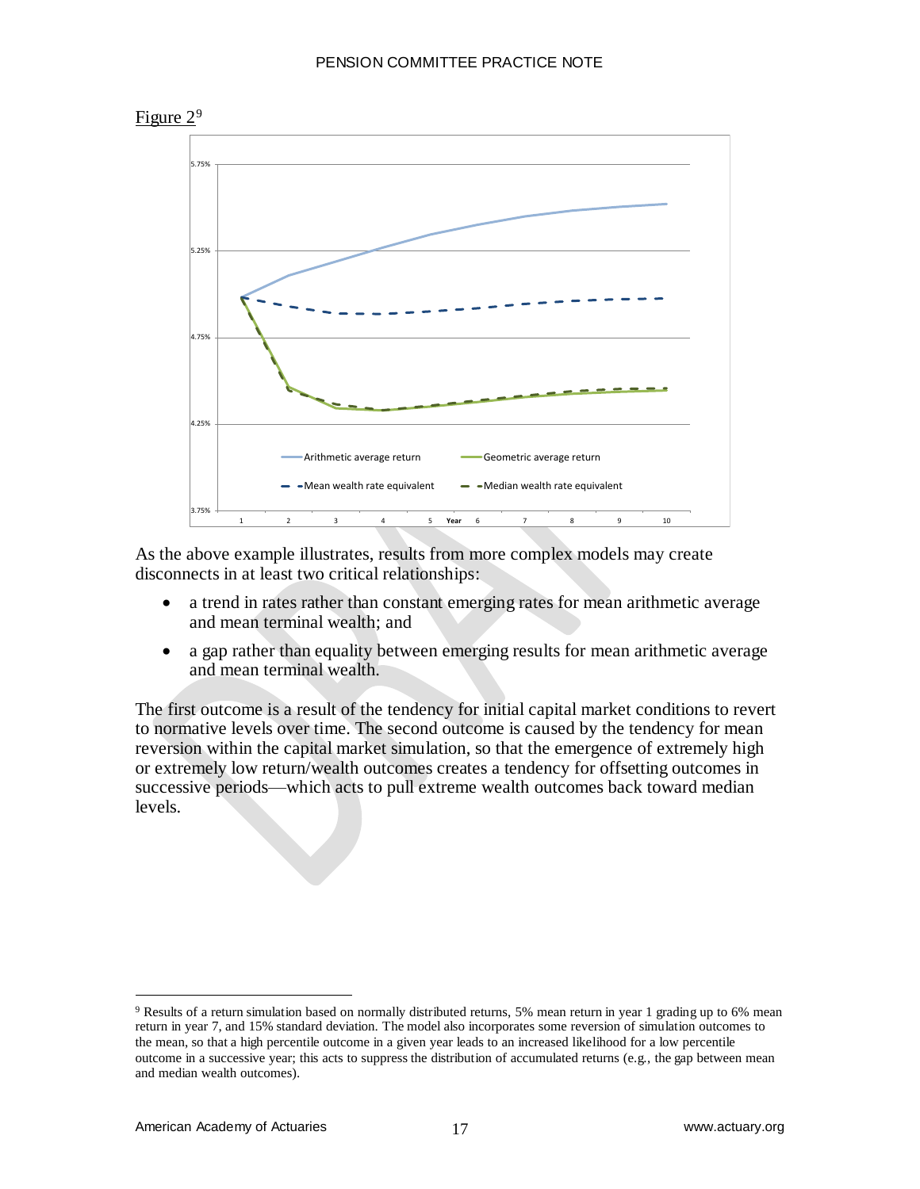Figure 2[9]

As the above example illustrates, results from more complex models may create disconnects in at least two critical relationships:

- a trend in rates rather than constant emerging rates for mean arithmetic average and mean terminal wealth; and
- a gap rather than equality between emerging results for mean arithmetic average and mean terminal wealth.

The first outcome is a result of the tendency for initial capital market conditions to revert to normative levels over time. The second outcome is caused by the tendency for mean reversion within the capital market simulation, so that the emergence of extremely high or extremely low return/wealth outcomes creates a tendency for offsetting outcomes in successive periods—which acts to pull extreme wealth outcomes back toward median levels.

[9] Results of a return simulation based on normally distributed returns, 5% mean return in year 1 grading up to 6% mean return in year 7, and 15% standard deviation. The model also incorporates some reversion of simulation outcomes to the mean, so that a high percentile outcome in a given year leads to an increased likelihood for a low percentile outcome in a successive year; this acts to suppress the distribution of accumulated returns (e.g., the gap between mean and median wealth outcomes).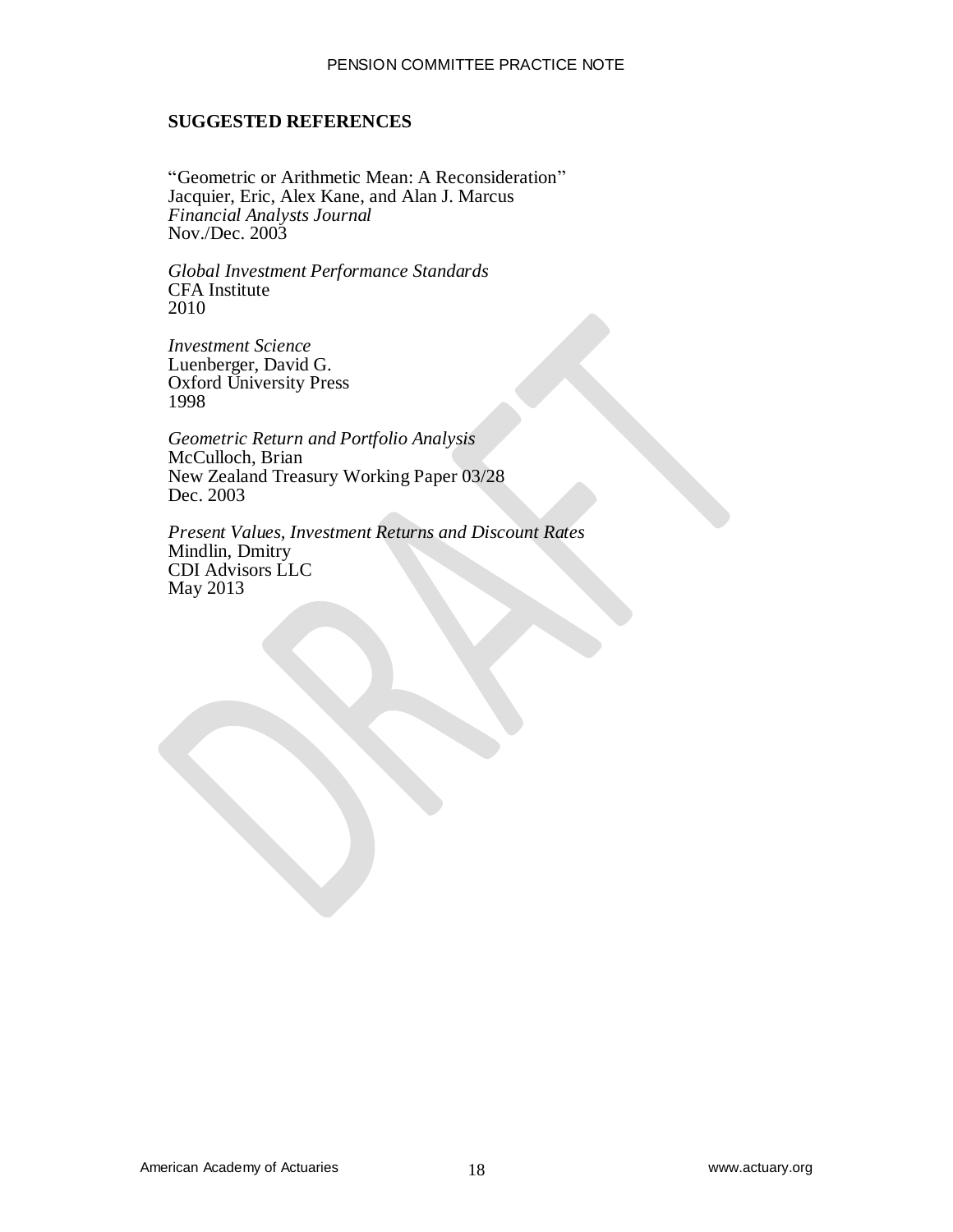## SUGGESTED REFERENCES

"Geometric or Arithmetic Mean: A Reconsideration"
Jacquier, Eric, Alex Kane, and Alan J. Marcus
*Financial Analysts Journal*
Nov./Dec. 2003

*Global Investment Performance Standards*
CFA Institute
2010

*Investment Science*
Luenberger, David G.
Oxford University Press
1998

*Geometric Return and Portfolio Analysis*
McCulloch, Brian
New Zealand Treasury Working Paper 03/28
Dec. 2003

*Present Values, Investment Returns and Discount Rates*
Mindlin, Dmitry
CDI Advisors LLC
May 2013